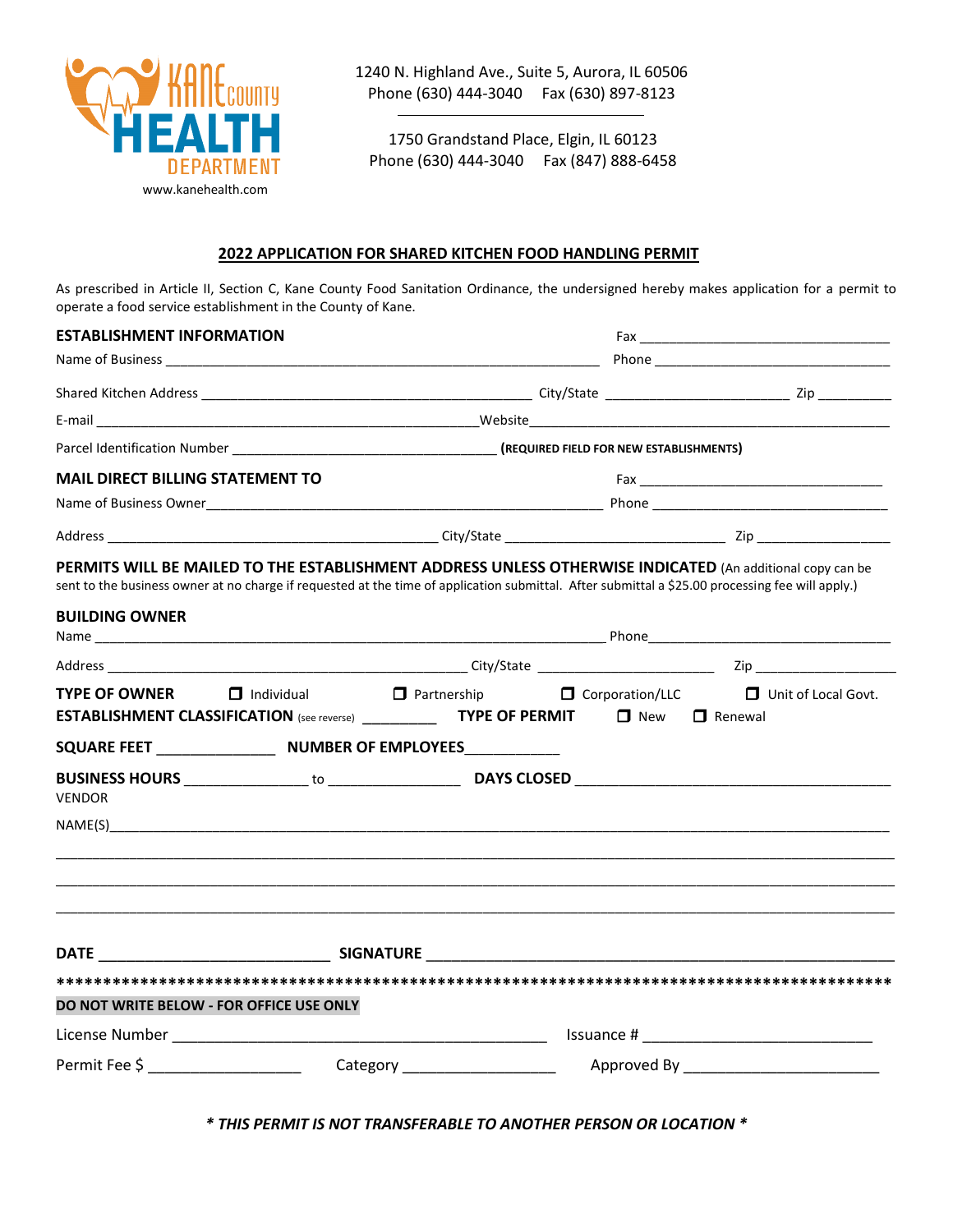Kane County Health Department
www.kanehealth.com

1240 N. Highland Ave., Suite 5, Aurora, IL 60506
Phone (630) 444-3040 Fax (630) 897-8123

1750 Grandstand Place, Elgin, IL 60123
Phone (630) 444-3040 Fax (847) 888-6458

## 2022 APPLICATION FOR SHARED KITCHEN FOOD HANDLING PERMIT

As prescribed in Article II, Section C, Kane County Food Sanitation Ordinance, the undersigned hereby makes application for a permit to operate a food service establishment in the County of Kane.

**ESTABLISHMENT INFORMATION** Fax ________________________________

Name of Business ____________________________________________________________ Phone ________________________________

Shared Kitchen Address ____________________________________________ City/State ________________________ Zip __________

E-mail ________________________________________________________ Website ________________________________________________

Parcel Identification Number ___________________________________ **(REQUIRED FIELD FOR NEW ESTABLISHMENTS)**

**MAIL DIRECT BILLING STATEMENT TO** Fax ________________________________

Name of Business Owner _______________________________________________________ Phone ________________________________

Address ______________________________________________ City/State _____________________________ Zip _________________

**PERMITS WILL BE MAILED TO THE ESTABLISHMENT ADDRESS UNLESS OTHERWISE INDICATED** (An additional copy can be sent to the business owner at no charge if requested at the time of application submittal. After submittal a $25.00 processing fee will apply.)

**BUILDING OWNER**

Name _________________________________________________________________ Phone ________________________________

Address _______________________________________________ City/State _______________________ Zip __________________

**TYPE OF OWNER** ☐ Individual ☐ Partnership ☐ Corporation/LLC ☐ Unit of Local Govt.

**ESTABLISHMENT CLASSIFICATION** (see reverse) _________ **TYPE OF PERMIT** ☐ New ☐ Renewal

**SQUARE FEET** ______________ **NUMBER OF EMPLOYEES** ___________

**BUSINESS HOURS** _______________ to ________________ **DAYS CLOSED** ________________________________________

VENDOR

NAME(S) ____________________________________________________________________________________________

_____________________________________________________________________________________________________

_____________________________________________________________________________________________________

_____________________________________________________________________________________________________

**DATE** ___________________________ **SIGNATURE** ______________________________________________________

*************************************************************************************************

**DO NOT WRITE BELOW - FOR OFFICE USE ONLY**

License Number ____________________________________________ Issuance # __________________________

Permit Fee $ _________________ Category __________________ Approved By _______________________

***\* THIS PERMIT IS NOT TRANSFERABLE TO ANOTHER PERSON OR LOCATION \****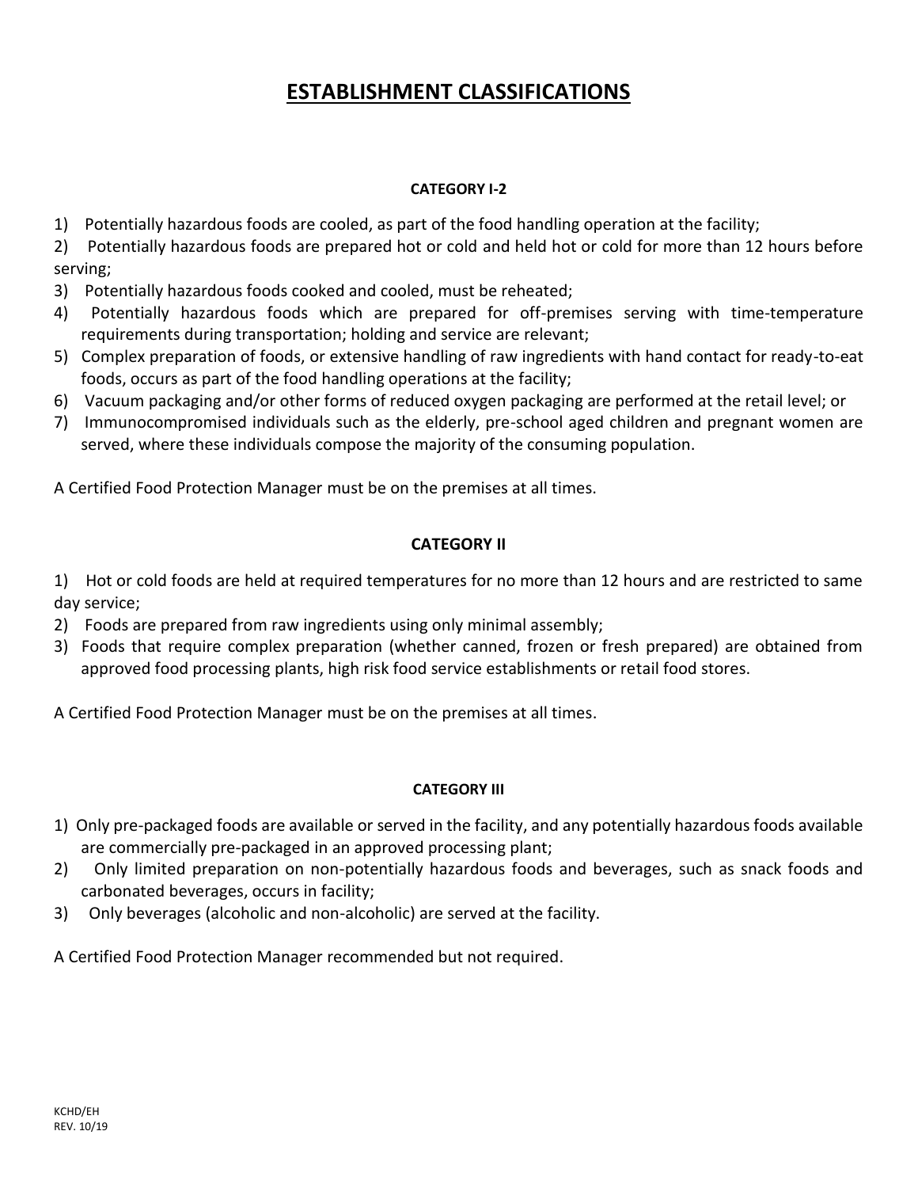# ESTABLISHMENT CLASSIFICATIONS

### CATEGORY I-2

1) Potentially hazardous foods are cooled, as part of the food handling operation at the facility;
2) Potentially hazardous foods are prepared hot or cold and held hot or cold for more than 12 hours before serving;
3) Potentially hazardous foods cooked and cooled, must be reheated;
4) Potentially hazardous foods which are prepared for off-premises serving with time-temperature requirements during transportation; holding and service are relevant;
5) Complex preparation of foods, or extensive handling of raw ingredients with hand contact for ready-to-eat foods, occurs as part of the food handling operations at the facility;
6) Vacuum packaging and/or other forms of reduced oxygen packaging are performed at the retail level; or
7) Immunocompromised individuals such as the elderly, pre-school aged children and pregnant women are served, where these individuals compose the majority of the consuming population.

A Certified Food Protection Manager must be on the premises at all times.

### CATEGORY II

1) Hot or cold foods are held at required temperatures for no more than 12 hours and are restricted to same day service;
2) Foods are prepared from raw ingredients using only minimal assembly;
3) Foods that require complex preparation (whether canned, frozen or fresh prepared) are obtained from approved food processing plants, high risk food service establishments or retail food stores.

A Certified Food Protection Manager must be on the premises at all times.

### CATEGORY III

1) Only pre-packaged foods are available or served in the facility, and any potentially hazardous foods available are commercially pre-packaged in an approved processing plant;
2) Only limited preparation on non-potentially hazardous foods and beverages, such as snack foods and carbonated beverages, occurs in facility;
3) Only beverages (alcoholic and non-alcoholic) are served at the facility.

A Certified Food Protection Manager recommended but not required.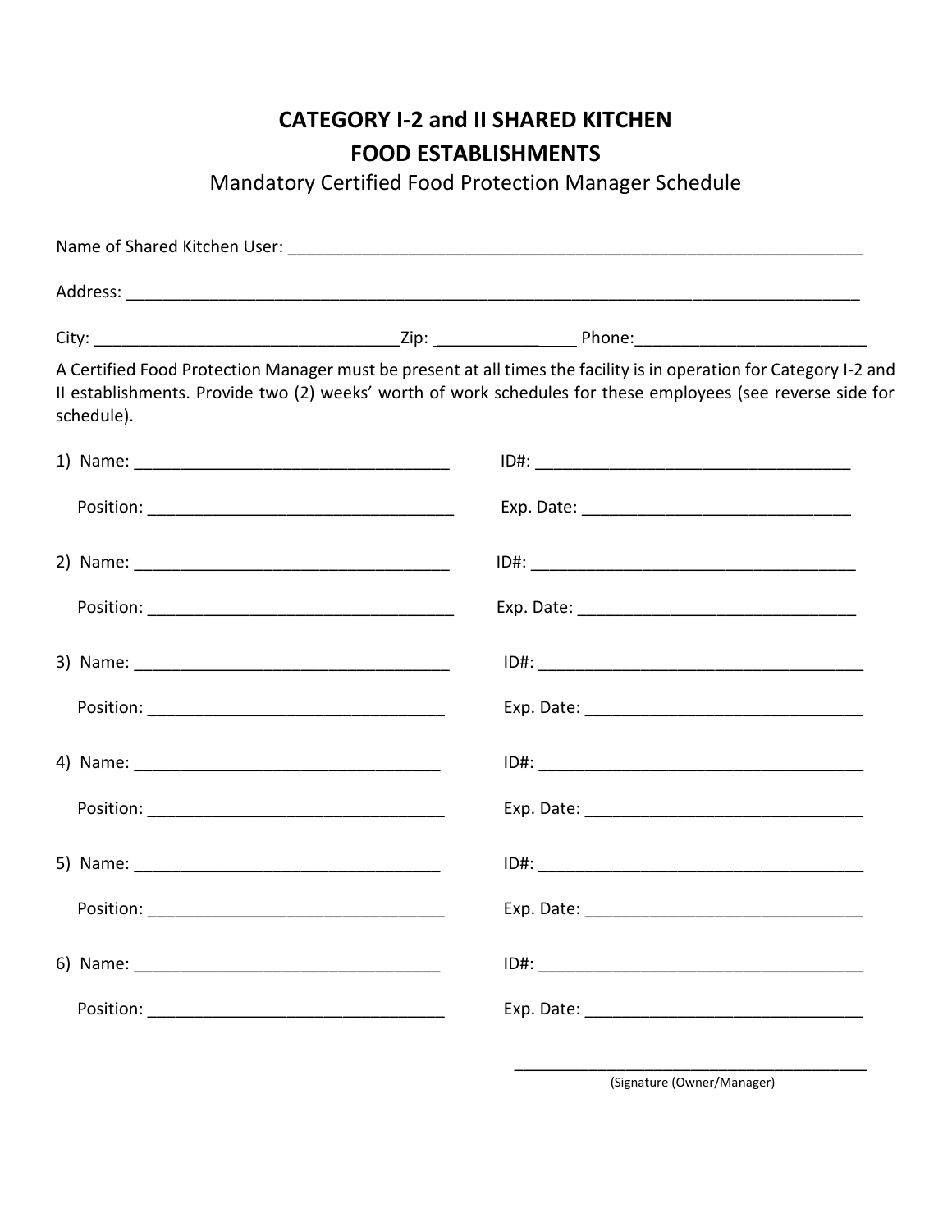# CATEGORY I-2 and II SHARED KITCHEN FOOD ESTABLISHMENTS

## Mandatory Certified Food Protection Manager Schedule

Name of Shared Kitchen User: ________________________________________________________________

Address: ______________________________________________________________________________

City: _________________________________Zip: ______________ Phone:_________________________

A Certified Food Protection Manager must be present at all times the facility is in operation for Category I-2 and II establishments. Provide two (2) weeks' worth of work schedules for these employees (see reverse side for schedule).

1) Name: ___________________________________ ID#: ___________________________________

   Position: __________________________________ Exp. Date: _____________________________

2) Name: ___________________________________ ID#: ___________________________________

   Position: __________________________________ Exp. Date: _____________________________

3) Name: ___________________________________ ID#: ___________________________________

   Position: __________________________________ Exp. Date: _____________________________

4) Name: ___________________________________ ID#: ___________________________________

   Position: __________________________________ Exp. Date: _____________________________

5) Name: ___________________________________ ID#: ___________________________________

   Position: __________________________________ Exp. Date: _____________________________

6) Name: ___________________________________ ID#: ___________________________________

   Position: __________________________________ Exp. Date: _____________________________

_________________________________________

(Signature (Owner/Manager)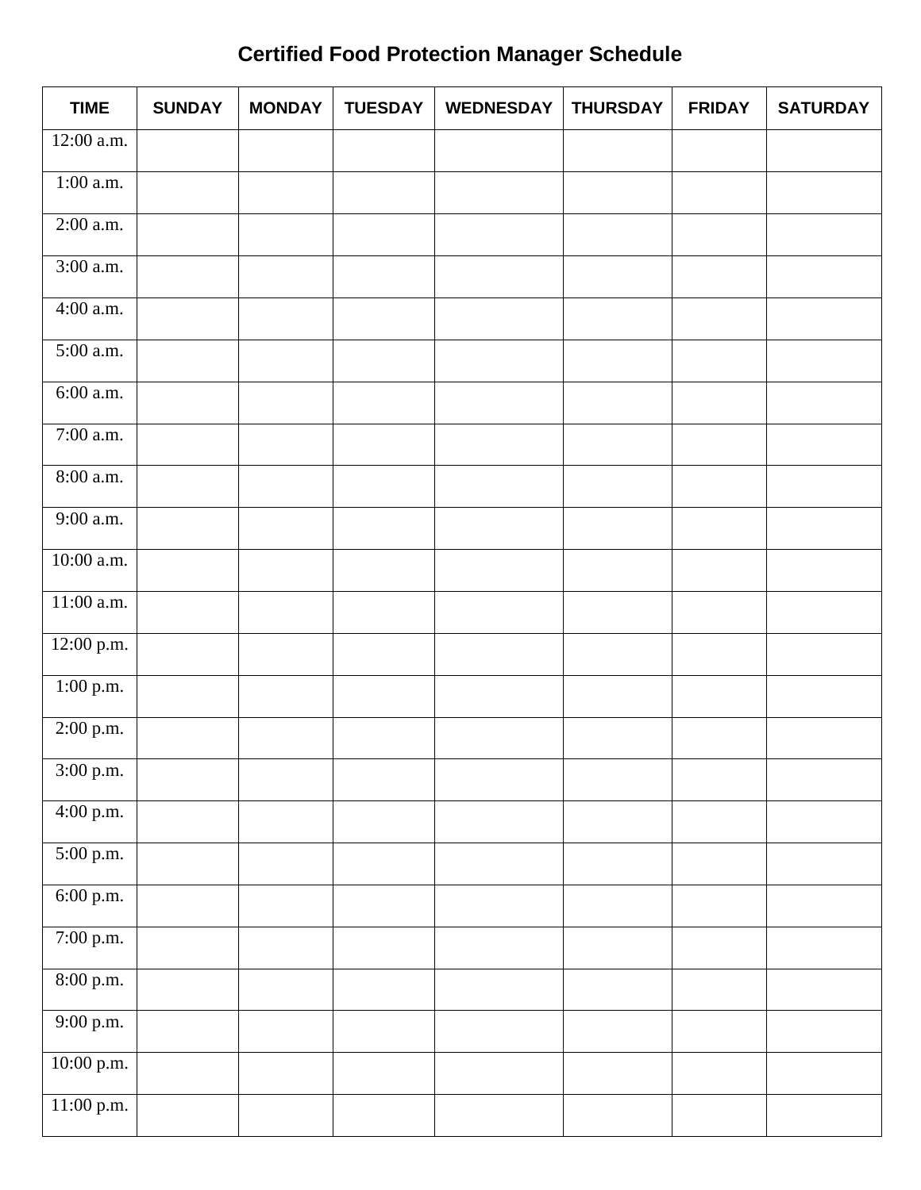# Certified Food Protection Manager Schedule

| TIME | SUNDAY | MONDAY | TUESDAY | WEDNESDAY | THURSDAY | FRIDAY | SATURDAY |
| --- | --- | --- | --- | --- | --- | --- | --- |
| 12:00 a.m. | | | | | | | |
| 1:00 a.m. | | | | | | | |
| 2:00 a.m. | | | | | | | |
| 3:00 a.m. | | | | | | | |
| 4:00 a.m. | | | | | | | |
| 5:00 a.m. | | | | | | | |
| 6:00 a.m. | | | | | | | |
| 7:00 a.m. | | | | | | | |
| 8:00 a.m. | | | | | | | |
| 9:00 a.m. | | | | | | | |
| 10:00 a.m. | | | | | | | |
| 11:00 a.m. | | | | | | | |
| 12:00 p.m. | | | | | | | |
| 1:00 p.m. | | | | | | | |
| 2:00 p.m. | | | | | | | |
| 3:00 p.m. | | | | | | | |
| 4:00 p.m. | | | | | | | |
| 5:00 p.m. | | | | | | | |
| 6:00 p.m. | | | | | | | |
| 7:00 p.m. | | | | | | | |
| 8:00 p.m. | | | | | | | |
| 9:00 p.m. | | | | | | | |
| 10:00 p.m. | | | | | | | |
| 11:00 p.m. | | | | | | | |